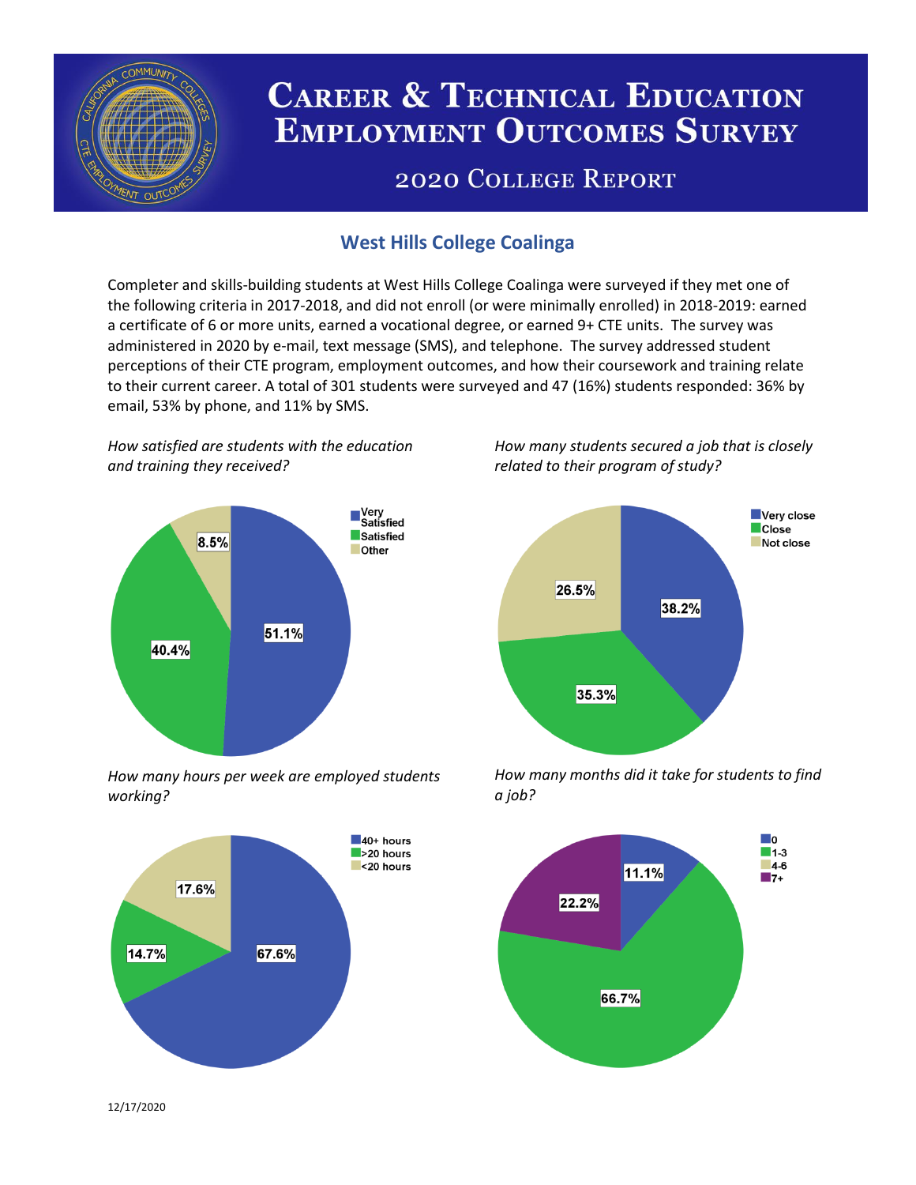# Career & Technical Education Employment Outcomes Survey

## 2020 College Report

## West Hills College Coalinga

Completer and skills-building students at West Hills College Coalinga were surveyed if they met one of the following criteria in 2017-2018, and did not enroll (or were minimally enrolled) in 2018-2019: earned a certificate of 6 or more units, earned a vocational degree, or earned 9+ CTE units. The survey was administered in 2020 by e-mail, text message (SMS), and telephone. The survey addressed student perceptions of their CTE program, employment outcomes, and how their coursework and training relate to their current career. A total of 301 students were surveyed and 47 (16%) students responded: 36% by email, 53% by phone, and 11% by SMS.

*How satisfied are students with the education and training they received?*

| Response | Percent |
| --- | --- |
| Very Satisfied | 51.1% |
| Satisfied | 40.4% |
| Other | 8.5% |

*How many students secured a job that is closely related to their program of study?*

| Response | Percent |
| --- | --- |
| Very close | 38.2% |
| Close | 35.3% |
| Not close | 26.5% |

*How many hours per week are employed students working?*

| Response | Percent |
| --- | --- |
| 40+ hours | 67.6% |
| >20 hours | 14.7% |
| <20 hours | 17.6% |

*How many months did it take for students to find a job?*

| Response | Percent |
| --- | --- |
| 0 | 11.1% |
| 1-3 | 66.7% |
| 4-6 | |
| 7+ | 22.2% |

12/17/2020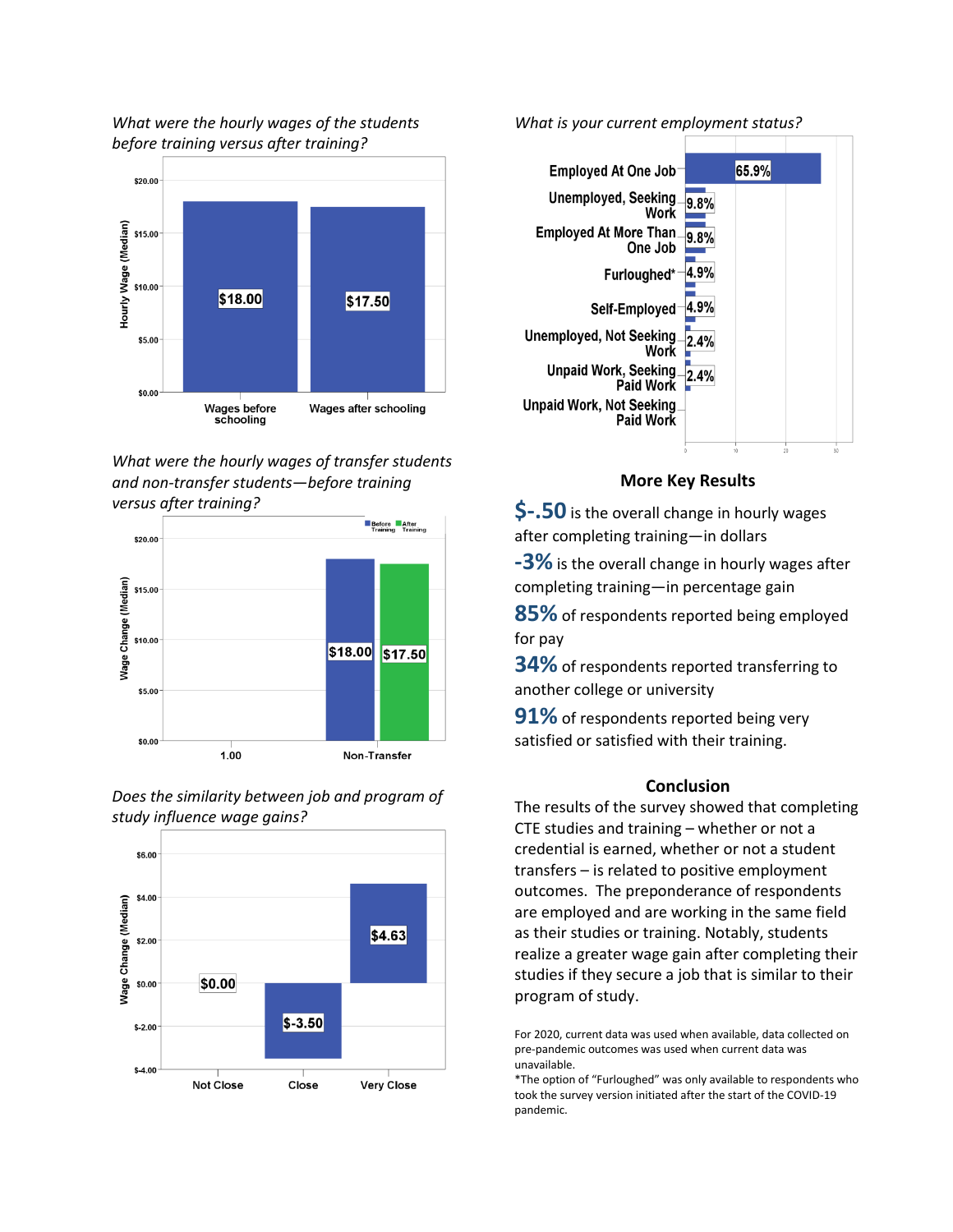*What were the hourly wages of the students before training versus after training?*

Hourly Wage (Median)

$20.00
$15.00
$10.00
$5.00
$0.00

$18.00
$17.50

Wages before schooling
Wages after schooling

*What were the hourly wages of transfer students and non-transfer students—before training versus after training?*

Before Training
After Training

Wage Change (Median)

$20.00
$15.00
$10.00
$5.00
$0.00

$18.00
$17.50

1.00
Non-Transfer

*Does the similarity between job and program of study influence wage gains?*

Wage Change (Median)

$6.00
$4.00
$2.00
$0.00
$-2.00
$-4.00

$0.00
$-3.50
$4.63

Not Close
Close
Very Close

*What is your current employment status?*

Employed At One Job
65.9%
Unemployed, Seeking Work
9.8%
Employed At More Than One Job
9.8%
Furloughed*
4.9%
Self-Employed
4.9%
Unemployed, Not Seeking Work
2.4%
Unpaid Work, Seeking Paid Work
2.4%
Unpaid Work, Not Seeking Paid Work

0
10
20
30

## More Key Results

**$-.50** is the overall change in hourly wages after completing training—in dollars

**-3%** is the overall change in hourly wages after completing training—in percentage gain

**85%** of respondents reported being employed for pay

**34%** of respondents reported transferring to another college or university

**91%** of respondents reported being very satisfied or satisfied with their training.

## Conclusion

The results of the survey showed that completing CTE studies and training – whether or not a credential is earned, whether or not a student transfers – is related to positive employment outcomes. The preponderance of respondents are employed and are working in the same field as their studies or training. Notably, students realize a greater wage gain after completing their studies if they secure a job that is similar to their program of study.

For 2020, current data was used when available, data collected on pre-pandemic outcomes was used when current data was unavailable.

*The option of "Furloughed" was only available to respondents who took the survey version initiated after the start of the COVID-19 pandemic.